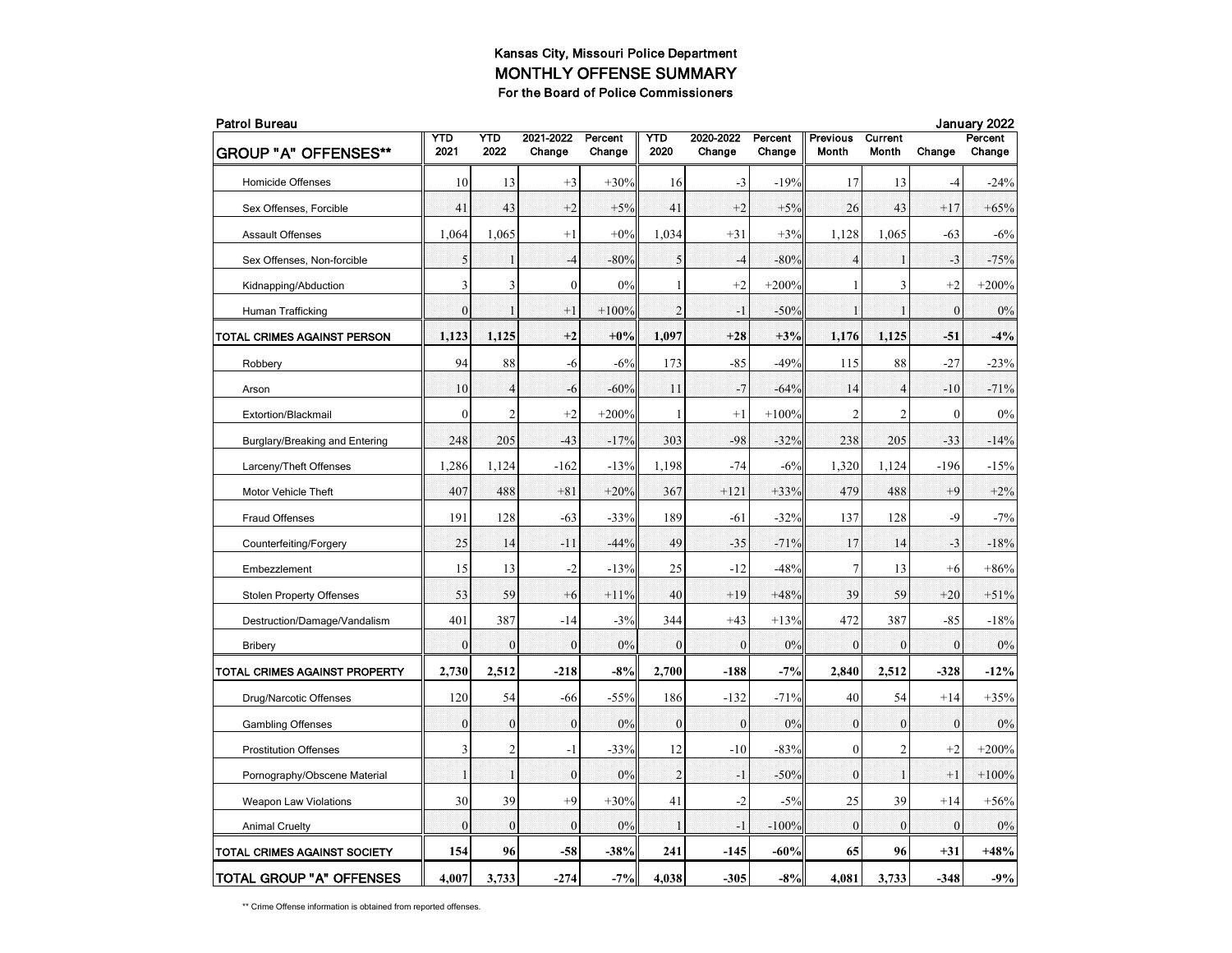# Kansas City, Missouri Police Department

## MONTHLY OFFENSE SUMMARY

### For the Board of Police Commissioners

**Patrol Bureau** — **January 2022**

| GROUP "A" OFFENSES** | YTD 2021 | YTD 2022 | 2021-2022 Change | Percent Change | YTD 2020 | 2020-2022 Change | Percent Change | Previous Month | Current Month | Change | Percent Change |
|---|---|---|---|---|---|---|---|---|---|---|---|
| Homicide Offenses | 10 | 13 | +3 | +30% | 16 | -3 | -19% | 17 | 13 | -4 | -24% |
| Sex Offenses, Forcible | 41 | 43 | +2 | +5% | 41 | +2 | +5% | 26 | 43 | +17 | +65% |
| Assault Offenses | 1,064 | 1,065 | +1 | +0% | 1,034 | +31 | +3% | 1,128 | 1,065 | -63 | -6% |
| Sex Offenses, Non-forcible | 5 | 1 | -4 | -80% | 5 | -4 | -80% | 4 | 1 | -3 | -75% |
| Kidnapping/Abduction | 3 | 3 | 0 | 0% | 1 | +2 | +200% | 1 | 3 | +2 | +200% |
| Human Trafficking | 0 | 1 | +1 | +100% | 2 | -1 | -50% | 1 | 1 | 0 | 0% |
| **TOTAL CRIMES AGAINST PERSON** | **1,123** | **1,125** | **+2** | **+0%** | **1,097** | **+28** | **+3%** | **1,176** | **1,125** | **-51** | **-4%** |
| Robbery | 94 | 88 | -6 | -6% | 173 | -85 | -49% | 115 | 88 | -27 | -23% |
| Arson | 10 | 4 | -6 | -60% | 11 | -7 | -64% | 14 | 4 | -10 | -71% |
| Extortion/Blackmail | 0 | 2 | +2 | +200% | 1 | +1 | +100% | 2 | 2 | 0 | 0% |
| Burglary/Breaking and Entering | 248 | 205 | -43 | -17% | 303 | -98 | -32% | 238 | 205 | -33 | -14% |
| Larceny/Theft Offenses | 1,286 | 1,124 | -162 | -13% | 1,198 | -74 | -6% | 1,320 | 1,124 | -196 | -15% |
| Motor Vehicle Theft | 407 | 488 | +81 | +20% | 367 | +121 | +33% | 479 | 488 | +9 | +2% |
| Fraud Offenses | 191 | 128 | -63 | -33% | 189 | -61 | -32% | 137 | 128 | -9 | -7% |
| Counterfeiting/Forgery | 25 | 14 | -11 | -44% | 49 | -35 | -71% | 17 | 14 | -3 | -18% |
| Embezzlement | 15 | 13 | -2 | -13% | 25 | -12 | -48% | 7 | 13 | +6 | +86% |
| Stolen Property Offenses | 53 | 59 | +6 | +11% | 40 | +19 | +48% | 39 | 59 | +20 | +51% |
| Destruction/Damage/Vandalism | 401 | 387 | -14 | -3% | 344 | +43 | +13% | 472 | 387 | -85 | -18% |
| Bribery | 0 | 0 | 0 | 0% | 0 | 0 | 0% | 0 | 0 | 0 | 0% |
| **TOTAL CRIMES AGAINST PROPERTY** | **2,730** | **2,512** | **-218** | **-8%** | **2,700** | **-188** | **-7%** | **2,840** | **2,512** | **-328** | **-12%** |
| Drug/Narcotic Offenses | 120 | 54 | -66 | -55% | 186 | -132 | -71% | 40 | 54 | +14 | +35% |
| Gambling Offenses | 0 | 0 | 0 | 0% | 0 | 0 | 0% | 0 | 0 | 0 | 0% |
| Prostitution Offenses | 3 | 2 | -1 | -33% | 12 | -10 | -83% | 0 | 2 | +2 | +200% |
| Pornography/Obscene Material | 1 | 1 | 0 | 0% | 2 | -1 | -50% | 0 | 1 | +1 | +100% |
| Weapon Law Violations | 30 | 39 | +9 | +30% | 41 | -2 | -5% | 25 | 39 | +14 | +56% |
| Animal Cruelty | 0 | 0 | 0 | 0% | 1 | -1 | -100% | 0 | 0 | 0 | 0% |
| **TOTAL CRIMES AGAINST SOCIETY** | **154** | **96** | **-58** | **-38%** | **241** | **-145** | **-60%** | **65** | **96** | **+31** | **+48%** |
| **TOTAL GROUP "A" OFFENSES** | **4,007** | **3,733** | **-274** | **-7%** | **4,038** | **-305** | **-8%** | **4,081** | **3,733** | **-348** | **-9%** |

** Crime Offense information is obtained from reported offenses.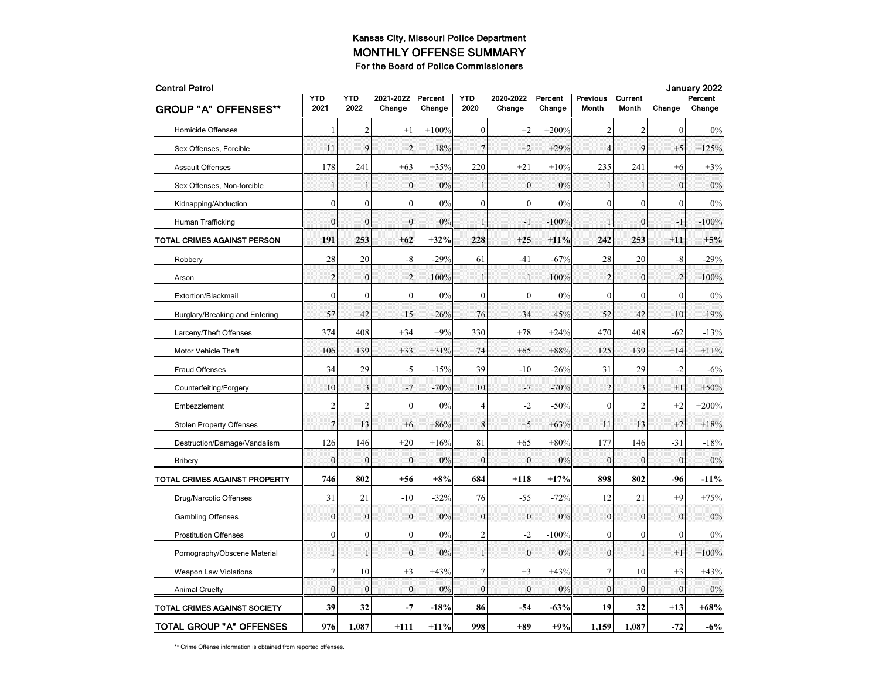**Kansas City, Missouri Police Department**

## MONTHLY OFFENSE SUMMARY

**For the Board of Police Commissioners**

**Central Patrol** — **January 2022**

| GROUP "A" OFFENSES** | YTD 2021 | YTD 2022 | 2021-2022 Change | Percent Change | YTD 2020 | 2020-2022 Change | Percent Change | Previous Month | Current Month | Change | Percent Change |
|---|---|---|---|---|---|---|---|---|---|---|---|
| Homicide Offenses | 1 | 2 | +1 | +100% | 0 | +2 | +200% | 2 | 2 | 0 | 0% |
| Sex Offenses, Forcible | 11 | 9 | -2 | -18% | 7 | +2 | +29% | 4 | 9 | +5 | +125% |
| Assault Offenses | 178 | 241 | +63 | +35% | 220 | +21 | +10% | 235 | 241 | +6 | +3% |
| Sex Offenses, Non-forcible | 1 | 1 | 0 | 0% | 1 | 0 | 0% | 1 | 1 | 0 | 0% |
| Kidnapping/Abduction | 0 | 0 | 0 | 0% | 0 | 0 | 0% | 0 | 0 | 0 | 0% |
| Human Trafficking | 0 | 0 | 0 | 0% | 1 | -1 | -100% | 1 | 0 | -1 | -100% |
| **TOTAL CRIMES AGAINST PERSON** | **191** | **253** | **+62** | **+32%** | **228** | **+25** | **+11%** | **242** | **253** | **+11** | **+5%** |
| Robbery | 28 | 20 | -8 | -29% | 61 | -41 | -67% | 28 | 20 | -8 | -29% |
| Arson | 2 | 0 | -2 | -100% | 1 | -1 | -100% | 2 | 0 | -2 | -100% |
| Extortion/Blackmail | 0 | 0 | 0 | 0% | 0 | 0 | 0% | 0 | 0 | 0 | 0% |
| Burglary/Breaking and Entering | 57 | 42 | -15 | -26% | 76 | -34 | -45% | 52 | 42 | -10 | -19% |
| Larceny/Theft Offenses | 374 | 408 | +34 | +9% | 330 | +78 | +24% | 470 | 408 | -62 | -13% |
| Motor Vehicle Theft | 106 | 139 | +33 | +31% | 74 | +65 | +88% | 125 | 139 | +14 | +11% |
| Fraud Offenses | 34 | 29 | -5 | -15% | 39 | -10 | -26% | 31 | 29 | -2 | -6% |
| Counterfeiting/Forgery | 10 | 3 | -7 | -70% | 10 | -7 | -70% | 2 | 3 | +1 | +50% |
| Embezzlement | 2 | 2 | 0 | 0% | 4 | -2 | -50% | 0 | 2 | +2 | +200% |
| Stolen Property Offenses | 7 | 13 | +6 | +86% | 8 | +5 | +63% | 11 | 13 | +2 | +18% |
| Destruction/Damage/Vandalism | 126 | 146 | +20 | +16% | 81 | +65 | +80% | 177 | 146 | -31 | -18% |
| Bribery | 0 | 0 | 0 | 0% | 0 | 0 | 0% | 0 | 0 | 0 | 0% |
| **TOTAL CRIMES AGAINST PROPERTY** | **746** | **802** | **+56** | **+8%** | **684** | **+118** | **+17%** | **898** | **802** | **-96** | **-11%** |
| Drug/Narcotic Offenses | 31 | 21 | -10 | -32% | 76 | -55 | -72% | 12 | 21 | +9 | +75% |
| Gambling Offenses | 0 | 0 | 0 | 0% | 0 | 0 | 0% | 0 | 0 | 0 | 0% |
| Prostitution Offenses | 0 | 0 | 0 | 0% | 2 | -2 | -100% | 0 | 0 | 0 | 0% |
| Pornography/Obscene Material | 1 | 1 | 0 | 0% | 1 | 0 | 0% | 0 | 1 | +1 | +100% |
| Weapon Law Violations | 7 | 10 | +3 | +43% | 7 | +3 | +43% | 7 | 10 | +3 | +43% |
| Animal Cruelty | 0 | 0 | 0 | 0% | 0 | 0 | 0% | 0 | 0 | 0 | 0% |
| **TOTAL CRIMES AGAINST SOCIETY** | **39** | **32** | **-7** | **-18%** | **86** | **-54** | **-63%** | **19** | **32** | **+13** | **+68%** |
| **TOTAL GROUP "A" OFFENSES** | **976** | **1,087** | **+111** | **+11%** | **998** | **+89** | **+9%** | **1,159** | **1,087** | **-72** | **-6%** |

** Crime Offense information is obtained from reported offenses.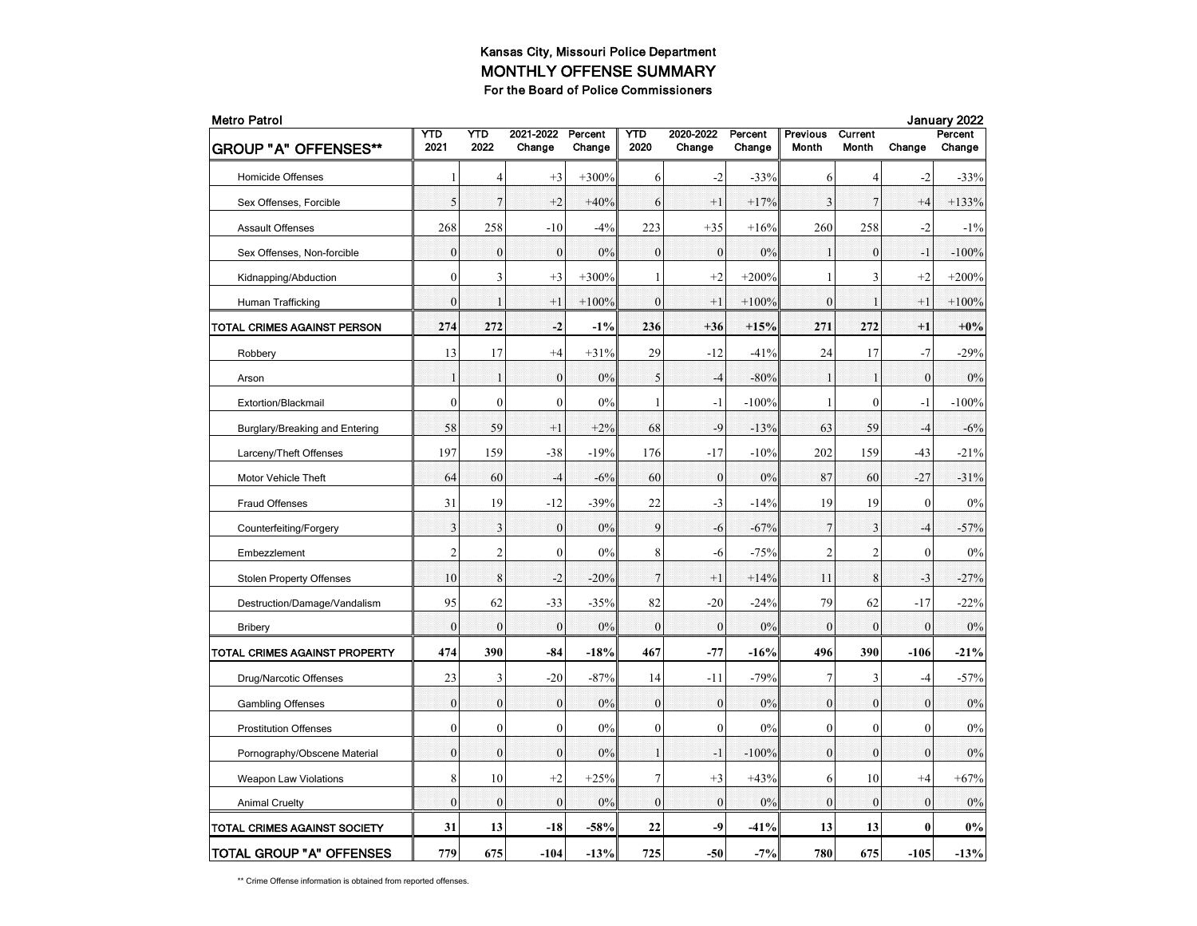# Kansas City, Missouri Police Department

## MONTHLY OFFENSE SUMMARY

### For the Board of Police Commissioners

**Metro Patrol** — **January 2022**

| GROUP "A" OFFENSES** | YTD 2021 | YTD 2022 | 2021-2022 Change | Percent Change | YTD 2020 | 2020-2022 Change | Percent Change | Previous Month | Current Month | Change | Percent Change |
|---|---|---|---|---|---|---|---|---|---|---|---|
| Homicide Offenses | 1 | 4 | +3 | +300% | 6 | -2 | -33% | 6 | 4 | -2 | -33% |
| Sex Offenses, Forcible | 5 | 7 | +2 | +40% | 6 | +1 | +17% | 3 | 7 | +4 | +133% |
| Assault Offenses | 268 | 258 | -10 | -4% | 223 | +35 | +16% | 260 | 258 | -2 | -1% |
| Sex Offenses, Non-forcible | 0 | 0 | 0 | 0% | 0 | 0 | 0% | 1 | 0 | -1 | -100% |
| Kidnapping/Abduction | 0 | 3 | +3 | +300% | 1 | +2 | +200% | 1 | 3 | +2 | +200% |
| Human Trafficking | 0 | 1 | +1 | +100% | 0 | +1 | +100% | 0 | 1 | +1 | +100% |
| **TOTAL CRIMES AGAINST PERSON** | **274** | **272** | **-2** | **-1%** | **236** | **+36** | **+15%** | **271** | **272** | **+1** | **+0%** |
| Robbery | 13 | 17 | +4 | +31% | 29 | -12 | -41% | 24 | 17 | -7 | -29% |
| Arson | 1 | 1 | 0 | 0% | 5 | -4 | -80% | 1 | 1 | 0 | 0% |
| Extortion/Blackmail | 0 | 0 | 0 | 0% | 1 | -1 | -100% | 1 | 0 | -1 | -100% |
| Burglary/Breaking and Entering | 58 | 59 | +1 | +2% | 68 | -9 | -13% | 63 | 59 | -4 | -6% |
| Larceny/Theft Offenses | 197 | 159 | -38 | -19% | 176 | -17 | -10% | 202 | 159 | -43 | -21% |
| Motor Vehicle Theft | 64 | 60 | -4 | -6% | 60 | 0 | 0% | 87 | 60 | -27 | -31% |
| Fraud Offenses | 31 | 19 | -12 | -39% | 22 | -3 | -14% | 19 | 19 | 0 | 0% |
| Counterfeiting/Forgery | 3 | 3 | 0 | 0% | 9 | -6 | -67% | 7 | 3 | -4 | -57% |
| Embezzlement | 2 | 2 | 0 | 0% | 8 | -6 | -75% | 2 | 2 | 0 | 0% |
| Stolen Property Offenses | 10 | 8 | -2 | -20% | 7 | +1 | +14% | 11 | 8 | -3 | -27% |
| Destruction/Damage/Vandalism | 95 | 62 | -33 | -35% | 82 | -20 | -24% | 79 | 62 | -17 | -22% |
| Bribery | 0 | 0 | 0 | 0% | 0 | 0 | 0% | 0 | 0 | 0 | 0% |
| **TOTAL CRIMES AGAINST PROPERTY** | **474** | **390** | **-84** | **-18%** | **467** | **-77** | **-16%** | **496** | **390** | **-106** | **-21%** |
| Drug/Narcotic Offenses | 23 | 3 | -20 | -87% | 14 | -11 | -79% | 7 | 3 | -4 | -57% |
| Gambling Offenses | 0 | 0 | 0 | 0% | 0 | 0 | 0% | 0 | 0 | 0 | 0% |
| Prostitution Offenses | 0 | 0 | 0 | 0% | 0 | 0 | 0% | 0 | 0 | 0 | 0% |
| Pornography/Obscene Material | 0 | 0 | 0 | 0% | 1 | -1 | -100% | 0 | 0 | 0 | 0% |
| Weapon Law Violations | 8 | 10 | +2 | +25% | 7 | +3 | +43% | 6 | 10 | +4 | +67% |
| Animal Cruelty | 0 | 0 | 0 | 0% | 0 | 0 | 0% | 0 | 0 | 0 | 0% |
| **TOTAL CRIMES AGAINST SOCIETY** | **31** | **13** | **-18** | **-58%** | **22** | **-9** | **-41%** | **13** | **13** | **0** | **0%** |
| **TOTAL GROUP "A" OFFENSES** | **779** | **675** | **-104** | **-13%** | **725** | **-50** | **-7%** | **780** | **675** | **-105** | **-13%** |

** Crime Offense information is obtained from reported offenses.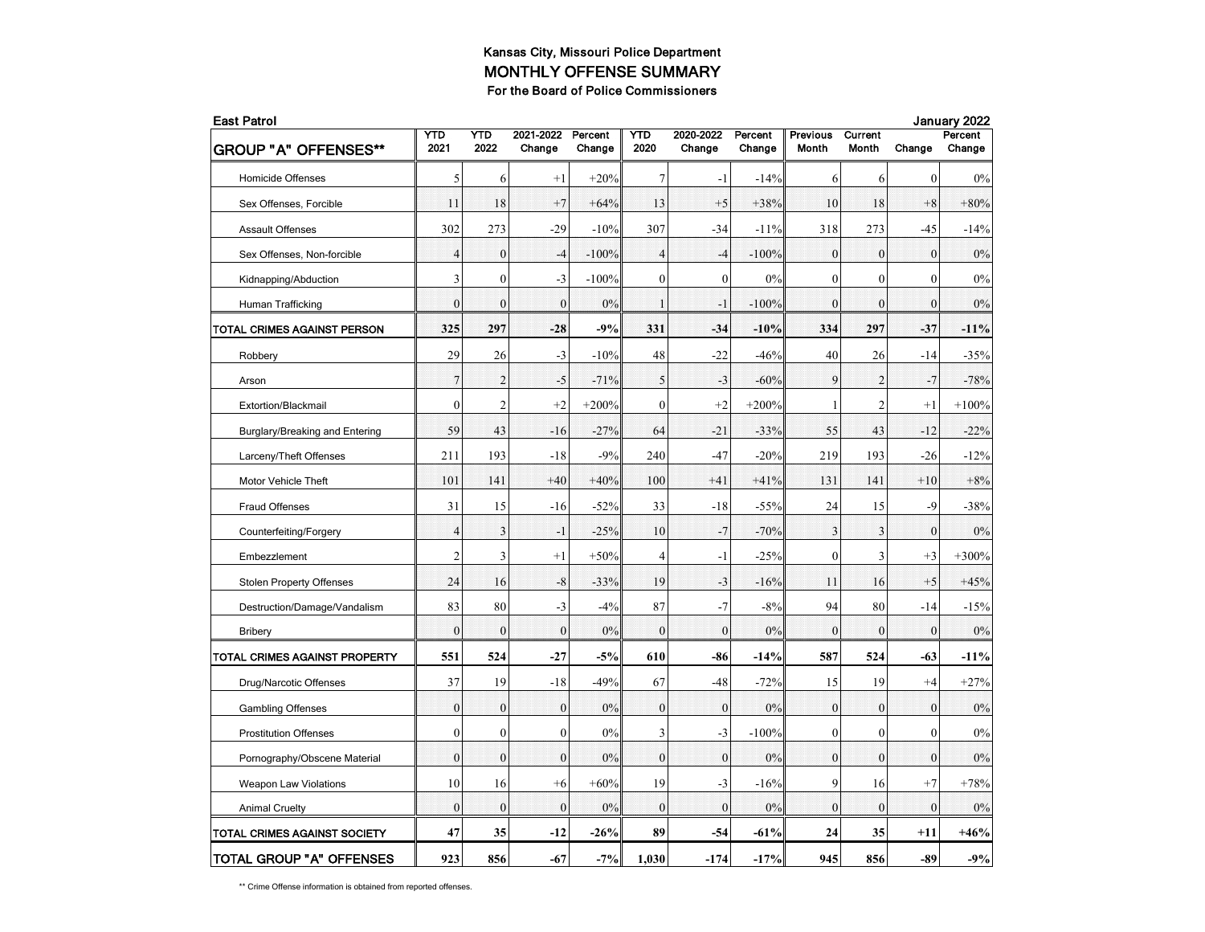**Kansas City, Missouri Police Department**

**MONTHLY OFFENSE SUMMARY**

**For the Board of Police Commissioners**

**East Patrol** | **January 2022**

| GROUP "A" OFFENSES** | YTD 2021 | YTD 2022 | 2021-2022 Change | Percent Change | YTD 2020 | 2020-2022 Change | Percent Change | Previous Month | Current Month | Change | Percent Change |
|---|---|---|---|---|---|---|---|---|---|---|---|
| Homicide Offenses | 5 | 6 | +1 | +20% | 7 | -1 | -14% | 6 | 6 | 0 | 0% |
| Sex Offenses, Forcible | 11 | 18 | +7 | +64% | 13 | +5 | +38% | 10 | 18 | +8 | +80% |
| Assault Offenses | 302 | 273 | -29 | -10% | 307 | -34 | -11% | 318 | 273 | -45 | -14% |
| Sex Offenses, Non-forcible | 4 | 0 | -4 | -100% | 4 | -4 | -100% | 0 | 0 | 0 | 0% |
| Kidnapping/Abduction | 3 | 0 | -3 | -100% | 0 | 0 | 0% | 0 | 0 | 0 | 0% |
| Human Trafficking | 0 | 0 | 0 | 0% | 1 | -1 | -100% | 0 | 0 | 0 | 0% |
| **TOTAL CRIMES AGAINST PERSON** | **325** | **297** | **-28** | **-9%** | **331** | **-34** | **-10%** | **334** | **297** | **-37** | **-11%** |
| Robbery | 29 | 26 | -3 | -10% | 48 | -22 | -46% | 40 | 26 | -14 | -35% |
| Arson | 7 | 2 | -5 | -71% | 5 | -3 | -60% | 9 | 2 | -7 | -78% |
| Extortion/Blackmail | 0 | 2 | +2 | +200% | 0 | +2 | +200% | 1 | 2 | +1 | +100% |
| Burglary/Breaking and Entering | 59 | 43 | -16 | -27% | 64 | -21 | -33% | 55 | 43 | -12 | -22% |
| Larceny/Theft Offenses | 211 | 193 | -18 | -9% | 240 | -47 | -20% | 219 | 193 | -26 | -12% |
| Motor Vehicle Theft | 101 | 141 | +40 | +40% | 100 | +41 | +41% | 131 | 141 | +10 | +8% |
| Fraud Offenses | 31 | 15 | -16 | -52% | 33 | -18 | -55% | 24 | 15 | -9 | -38% |
| Counterfeiting/Forgery | 4 | 3 | -1 | -25% | 10 | -7 | -70% | 3 | 3 | 0 | 0% |
| Embezzlement | 2 | 3 | +1 | +50% | 4 | -1 | -25% | 0 | 3 | +3 | +300% |
| Stolen Property Offenses | 24 | 16 | -8 | -33% | 19 | -3 | -16% | 11 | 16 | +5 | +45% |
| Destruction/Damage/Vandalism | 83 | 80 | -3 | -4% | 87 | -7 | -8% | 94 | 80 | -14 | -15% |
| Bribery | 0 | 0 | 0 | 0% | 0 | 0 | 0% | 0 | 0 | 0 | 0% |
| **TOTAL CRIMES AGAINST PROPERTY** | **551** | **524** | **-27** | **-5%** | **610** | **-86** | **-14%** | **587** | **524** | **-63** | **-11%** |
| Drug/Narcotic Offenses | 37 | 19 | -18 | -49% | 67 | -48 | -72% | 15 | 19 | +4 | +27% |
| Gambling Offenses | 0 | 0 | 0 | 0% | 0 | 0 | 0% | 0 | 0 | 0 | 0% |
| Prostitution Offenses | 0 | 0 | 0 | 0% | 3 | -3 | -100% | 0 | 0 | 0 | 0% |
| Pornography/Obscene Material | 0 | 0 | 0 | 0% | 0 | 0 | 0% | 0 | 0 | 0 | 0% |
| Weapon Law Violations | 10 | 16 | +6 | +60% | 19 | -3 | -16% | 9 | 16 | +7 | +78% |
| Animal Cruelty | 0 | 0 | 0 | 0% | 0 | 0 | 0% | 0 | 0 | 0 | 0% |
| **TOTAL CRIMES AGAINST SOCIETY** | **47** | **35** | **-12** | **-26%** | **89** | **-54** | **-61%** | **24** | **35** | **+11** | **+46%** |
| **TOTAL GROUP "A" OFFENSES** | **923** | **856** | **-67** | **-7%** | **1,030** | **-174** | **-17%** | **945** | **856** | **-89** | **-9%** |

** Crime Offense information is obtained from reported offenses.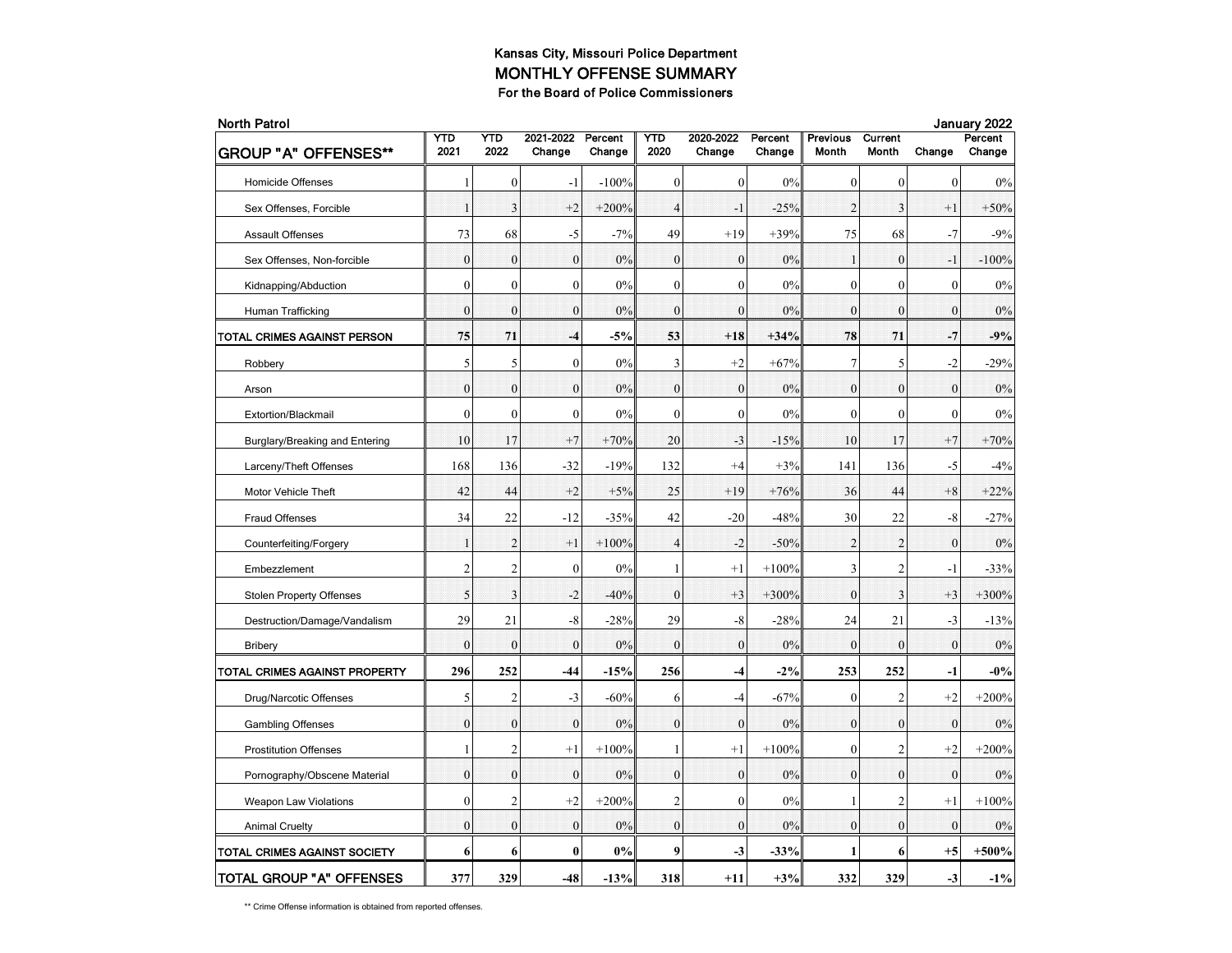# Kansas City, Missouri Police Department

## MONTHLY OFFENSE SUMMARY

### For the Board of Police Commissioners

**North Patrol** — **January 2022**

| GROUP "A" OFFENSES** | YTD 2021 | YTD 2022 | 2021-2022 Change | Percent Change | YTD 2020 | 2020-2022 Change | Percent Change | Previous Month | Current Month | Change | Percent Change |
|---|---|---|---|---|---|---|---|---|---|---|---|
| Homicide Offenses | 1 | 0 | -1 | -100% | 0 | 0 | 0% | 0 | 0 | 0 | 0% |
| Sex Offenses, Forcible | 1 | 3 | +2 | +200% | 4 | -1 | -25% | 2 | 3 | +1 | +50% |
| Assault Offenses | 73 | 68 | -5 | -7% | 49 | +19 | +39% | 75 | 68 | -7 | -9% |
| Sex Offenses, Non-forcible | 0 | 0 | 0 | 0% | 0 | 0 | 0% | 1 | 0 | -1 | -100% |
| Kidnapping/Abduction | 0 | 0 | 0 | 0% | 0 | 0 | 0% | 0 | 0 | 0 | 0% |
| Human Trafficking | 0 | 0 | 0 | 0% | 0 | 0 | 0% | 0 | 0 | 0 | 0% |
| **TOTAL CRIMES AGAINST PERSON** | **75** | **71** | **-4** | **-5%** | **53** | **+18** | **+34%** | **78** | **71** | **-7** | **-9%** |
| Robbery | 5 | 5 | 0 | 0% | 3 | +2 | +67% | 7 | 5 | -2 | -29% |
| Arson | 0 | 0 | 0 | 0% | 0 | 0 | 0% | 0 | 0 | 0 | 0% |
| Extortion/Blackmail | 0 | 0 | 0 | 0% | 0 | 0 | 0% | 0 | 0 | 0 | 0% |
| Burglary/Breaking and Entering | 10 | 17 | +7 | +70% | 20 | -3 | -15% | 10 | 17 | +7 | +70% |
| Larceny/Theft Offenses | 168 | 136 | -32 | -19% | 132 | +4 | +3% | 141 | 136 | -5 | -4% |
| Motor Vehicle Theft | 42 | 44 | +2 | +5% | 25 | +19 | +76% | 36 | 44 | +8 | +22% |
| Fraud Offenses | 34 | 22 | -12 | -35% | 42 | -20 | -48% | 30 | 22 | -8 | -27% |
| Counterfeiting/Forgery | 1 | 2 | +1 | +100% | 4 | -2 | -50% | 2 | 2 | 0 | 0% |
| Embezzlement | 2 | 2 | 0 | 0% | 1 | +1 | +100% | 3 | 2 | -1 | -33% |
| Stolen Property Offenses | 5 | 3 | -2 | -40% | 0 | +3 | +300% | 0 | 3 | +3 | +300% |
| Destruction/Damage/Vandalism | 29 | 21 | -8 | -28% | 29 | -8 | -28% | 24 | 21 | -3 | -13% |
| Bribery | 0 | 0 | 0 | 0% | 0 | 0 | 0% | 0 | 0 | 0 | 0% |
| **TOTAL CRIMES AGAINST PROPERTY** | **296** | **252** | **-44** | **-15%** | **256** | **-4** | **-2%** | **253** | **252** | **-1** | **-0%** |
| Drug/Narcotic Offenses | 5 | 2 | -3 | -60% | 6 | -4 | -67% | 0 | 2 | +2 | +200% |
| Gambling Offenses | 0 | 0 | 0 | 0% | 0 | 0 | 0% | 0 | 0 | 0 | 0% |
| Prostitution Offenses | 1 | 2 | +1 | +100% | 1 | +1 | +100% | 0 | 2 | +2 | +200% |
| Pornography/Obscene Material | 0 | 0 | 0 | 0% | 0 | 0 | 0% | 0 | 0 | 0 | 0% |
| Weapon Law Violations | 0 | 2 | +2 | +200% | 2 | 0 | 0% | 1 | 2 | +1 | +100% |
| Animal Cruelty | 0 | 0 | 0 | 0% | 0 | 0 | 0% | 0 | 0 | 0 | 0% |
| **TOTAL CRIMES AGAINST SOCIETY** | **6** | **6** | **0** | **0%** | **9** | **-3** | **-33%** | **1** | **6** | **+5** | **+500%** |
| **TOTAL GROUP "A" OFFENSES** | **377** | **329** | **-48** | **-13%** | **318** | **+11** | **+3%** | **332** | **329** | **-3** | **-1%** |

** Crime Offense information is obtained from reported offenses.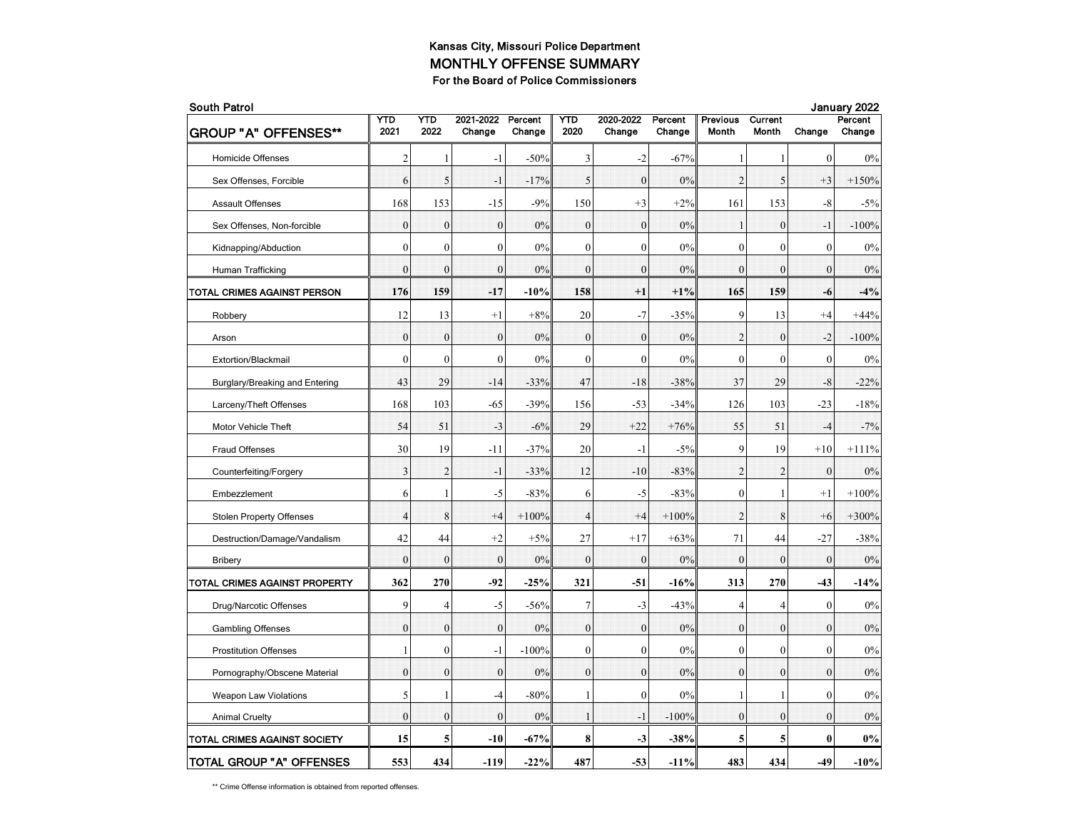## Kansas City, Missouri Police Department

## MONTHLY OFFENSE SUMMARY

### For the Board of Police Commissioners

**South Patrol** — **January 2022**

| GROUP "A" OFFENSES** | YTD 2021 | YTD 2022 | 2021-2022 Change | Percent Change | YTD 2020 | 2020-2022 Change | Percent Change | Previous Month | Current Month | Change | Percent Change |
|---|---|---|---|---|---|---|---|---|---|---|---|
| Homicide Offenses | 2 | 1 | -1 | -50% | 3 | -2 | -67% | 1 | 1 | 0 | 0% |
| Sex Offenses, Forcible | 6 | 5 | -1 | -17% | 5 | 0 | 0% | 2 | 5 | +3 | +150% |
| Assault Offenses | 168 | 153 | -15 | -9% | 150 | +3 | +2% | 161 | 153 | -8 | -5% |
| Sex Offenses, Non-forcible | 0 | 0 | 0 | 0% | 0 | 0 | 0% | 1 | 0 | -1 | -100% |
| Kidnapping/Abduction | 0 | 0 | 0 | 0% | 0 | 0 | 0% | 0 | 0 | 0 | 0% |
| Human Trafficking | 0 | 0 | 0 | 0% | 0 | 0 | 0% | 0 | 0 | 0 | 0% |
| **TOTAL CRIMES AGAINST PERSON** | **176** | **159** | **-17** | **-10%** | **158** | **+1** | **+1%** | **165** | **159** | **-6** | **-4%** |
| Robbery | 12 | 13 | +1 | +8% | 20 | -7 | -35% | 9 | 13 | +4 | +44% |
| Arson | 0 | 0 | 0 | 0% | 0 | 0 | 0% | 2 | 0 | -2 | -100% |
| Extortion/Blackmail | 0 | 0 | 0 | 0% | 0 | 0 | 0% | 0 | 0 | 0 | 0% |
| Burglary/Breaking and Entering | 43 | 29 | -14 | -33% | 47 | -18 | -38% | 37 | 29 | -8 | -22% |
| Larceny/Theft Offenses | 168 | 103 | -65 | -39% | 156 | -53 | -34% | 126 | 103 | -23 | -18% |
| Motor Vehicle Theft | 54 | 51 | -3 | -6% | 29 | +22 | +76% | 55 | 51 | -4 | -7% |
| Fraud Offenses | 30 | 19 | -11 | -37% | 20 | -1 | -5% | 9 | 19 | +10 | +111% |
| Counterfeiting/Forgery | 3 | 2 | -1 | -33% | 12 | -10 | -83% | 2 | 2 | 0 | 0% |
| Embezzlement | 6 | 1 | -5 | -83% | 6 | -5 | -83% | 0 | 1 | +1 | +100% |
| Stolen Property Offenses | 4 | 8 | +4 | +100% | 4 | +4 | +100% | 2 | 8 | +6 | +300% |
| Destruction/Damage/Vandalism | 42 | 44 | +2 | +5% | 27 | +17 | +63% | 71 | 44 | -27 | -38% |
| Bribery | 0 | 0 | 0 | 0% | 0 | 0 | 0% | 0 | 0 | 0 | 0% |
| **TOTAL CRIMES AGAINST PROPERTY** | **362** | **270** | **-92** | **-25%** | **321** | **-51** | **-16%** | **313** | **270** | **-43** | **-14%** |
| Drug/Narcotic Offenses | 9 | 4 | -5 | -56% | 7 | -3 | -43% | 4 | 4 | 0 | 0% |
| Gambling Offenses | 0 | 0 | 0 | 0% | 0 | 0 | 0% | 0 | 0 | 0 | 0% |
| Prostitution Offenses | 1 | 0 | -1 | -100% | 0 | 0 | 0% | 0 | 0 | 0 | 0% |
| Pornography/Obscene Material | 0 | 0 | 0 | 0% | 0 | 0 | 0% | 0 | 0 | 0 | 0% |
| Weapon Law Violations | 5 | 1 | -4 | -80% | 1 | 0 | 0% | 1 | 1 | 0 | 0% |
| Animal Cruelty | 0 | 0 | 0 | 0% | 1 | -1 | -100% | 0 | 0 | 0 | 0% |
| **TOTAL CRIMES AGAINST SOCIETY** | **15** | **5** | **-10** | **-67%** | **8** | **-3** | **-38%** | **5** | **5** | **0** | **0%** |
| **TOTAL GROUP "A" OFFENSES** | **553** | **434** | **-119** | **-22%** | **487** | **-53** | **-11%** | **483** | **434** | **-49** | **-10%** |

** Crime Offense information is obtained from reported offenses.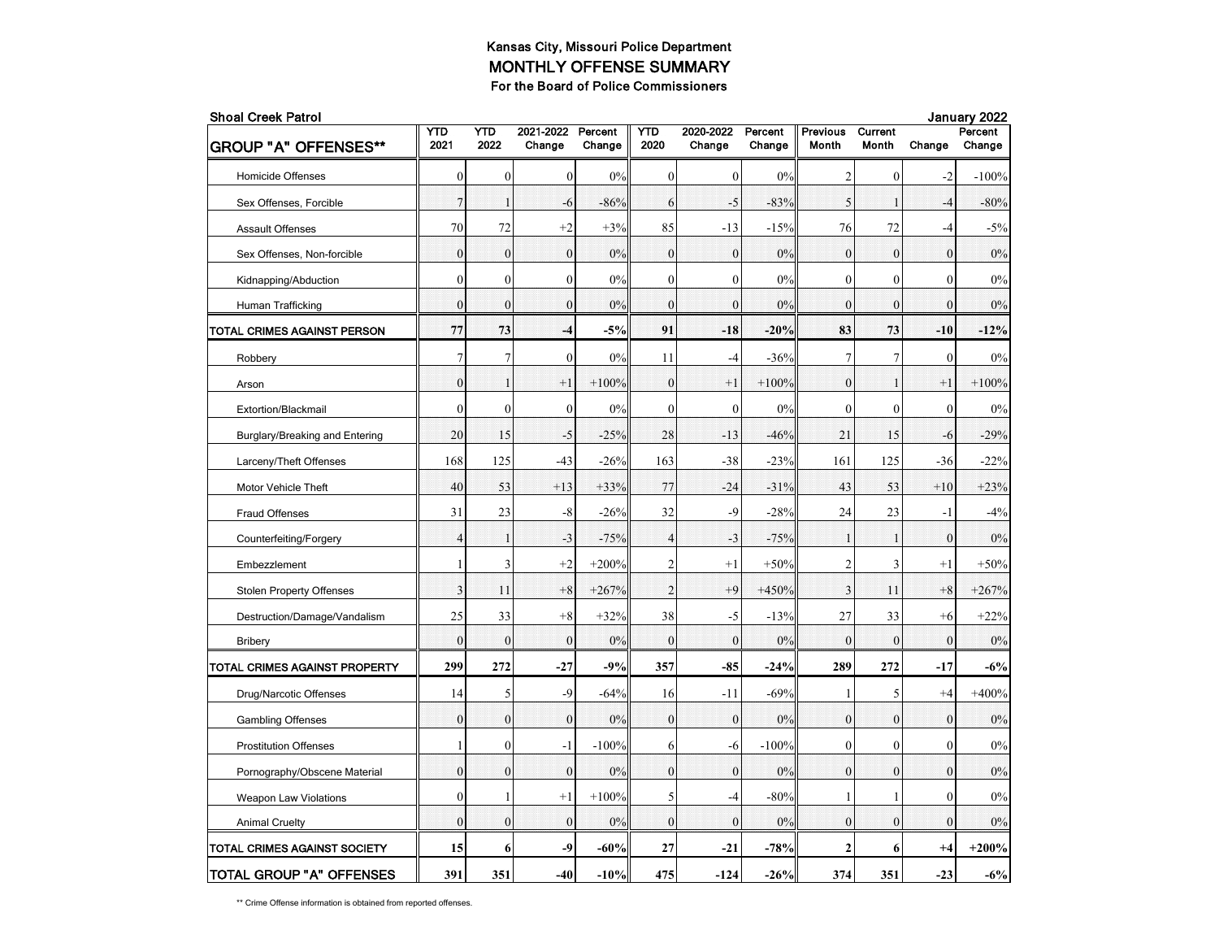Kansas City, Missouri Police Department

# MONTHLY OFFENSE SUMMARY

For the Board of Police Commissioners

**Shoal Creek Patrol** — **January 2022**

| GROUP "A" OFFENSES** | YTD 2021 | YTD 2022 | 2021-2022 Change | Percent Change | YTD 2020 | 2020-2022 Change | Percent Change | Previous Month | Current Month | Change | Percent Change |
|---|---|---|---|---|---|---|---|---|---|---|---|
| Homicide Offenses | 0 | 0 | 0 | 0% | 0 | 0 | 0% | 2 | 0 | -2 | -100% |
| Sex Offenses, Forcible | 7 | 1 | -6 | -86% | 6 | -5 | -83% | 5 | 1 | -4 | -80% |
| Assault Offenses | 70 | 72 | +2 | +3% | 85 | -13 | -15% | 76 | 72 | -4 | -5% |
| Sex Offenses, Non-forcible | 0 | 0 | 0 | 0% | 0 | 0 | 0% | 0 | 0 | 0 | 0% |
| Kidnapping/Abduction | 0 | 0 | 0 | 0% | 0 | 0 | 0% | 0 | 0 | 0 | 0% |
| Human Trafficking | 0 | 0 | 0 | 0% | 0 | 0 | 0% | 0 | 0 | 0 | 0% |
| **TOTAL CRIMES AGAINST PERSON** | **77** | **73** | **-4** | **-5%** | **91** | **-18** | **-20%** | **83** | **73** | **-10** | **-12%** |
| Robbery | 7 | 7 | 0 | 0% | 11 | -4 | -36% | 7 | 7 | 0 | 0% |
| Arson | 0 | 1 | +1 | +100% | 0 | +1 | +100% | 0 | 1 | +1 | +100% |
| Extortion/Blackmail | 0 | 0 | 0 | 0% | 0 | 0 | 0% | 0 | 0 | 0 | 0% |
| Burglary/Breaking and Entering | 20 | 15 | -5 | -25% | 28 | -13 | -46% | 21 | 15 | -6 | -29% |
| Larceny/Theft Offenses | 168 | 125 | -43 | -26% | 163 | -38 | -23% | 161 | 125 | -36 | -22% |
| Motor Vehicle Theft | 40 | 53 | +13 | +33% | 77 | -24 | -31% | 43 | 53 | +10 | +23% |
| Fraud Offenses | 31 | 23 | -8 | -26% | 32 | -9 | -28% | 24 | 23 | -1 | -4% |
| Counterfeiting/Forgery | 4 | 1 | -3 | -75% | 4 | -3 | -75% | 1 | 1 | 0 | 0% |
| Embezzlement | 1 | 3 | +2 | +200% | 2 | +1 | +50% | 2 | 3 | +1 | +50% |
| Stolen Property Offenses | 3 | 11 | +8 | +267% | 2 | +9 | +450% | 3 | 11 | +8 | +267% |
| Destruction/Damage/Vandalism | 25 | 33 | +8 | +32% | 38 | -5 | -13% | 27 | 33 | +6 | +22% |
| Bribery | 0 | 0 | 0 | 0% | 0 | 0 | 0% | 0 | 0 | 0 | 0% |
| **TOTAL CRIMES AGAINST PROPERTY** | **299** | **272** | **-27** | **-9%** | **357** | **-85** | **-24%** | **289** | **272** | **-17** | **-6%** |
| Drug/Narcotic Offenses | 14 | 5 | -9 | -64% | 16 | -11 | -69% | 1 | 5 | +4 | +400% |
| Gambling Offenses | 0 | 0 | 0 | 0% | 0 | 0 | 0% | 0 | 0 | 0 | 0% |
| Prostitution Offenses | 1 | 0 | -1 | -100% | 6 | -6 | -100% | 0 | 0 | 0 | 0% |
| Pornography/Obscene Material | 0 | 0 | 0 | 0% | 0 | 0 | 0% | 0 | 0 | 0 | 0% |
| Weapon Law Violations | 0 | 1 | +1 | +100% | 5 | -4 | -80% | 1 | 1 | 0 | 0% |
| Animal Cruelty | 0 | 0 | 0 | 0% | 0 | 0 | 0% | 0 | 0 | 0 | 0% |
| **TOTAL CRIMES AGAINST SOCIETY** | **15** | **6** | **-9** | **-60%** | **27** | **-21** | **-78%** | **2** | **6** | **+4** | **+200%** |
| **TOTAL GROUP "A" OFFENSES** | **391** | **351** | **-40** | **-10%** | **475** | **-124** | **-26%** | **374** | **351** | **-23** | **-6%** |

** Crime Offense information is obtained from reported offenses.